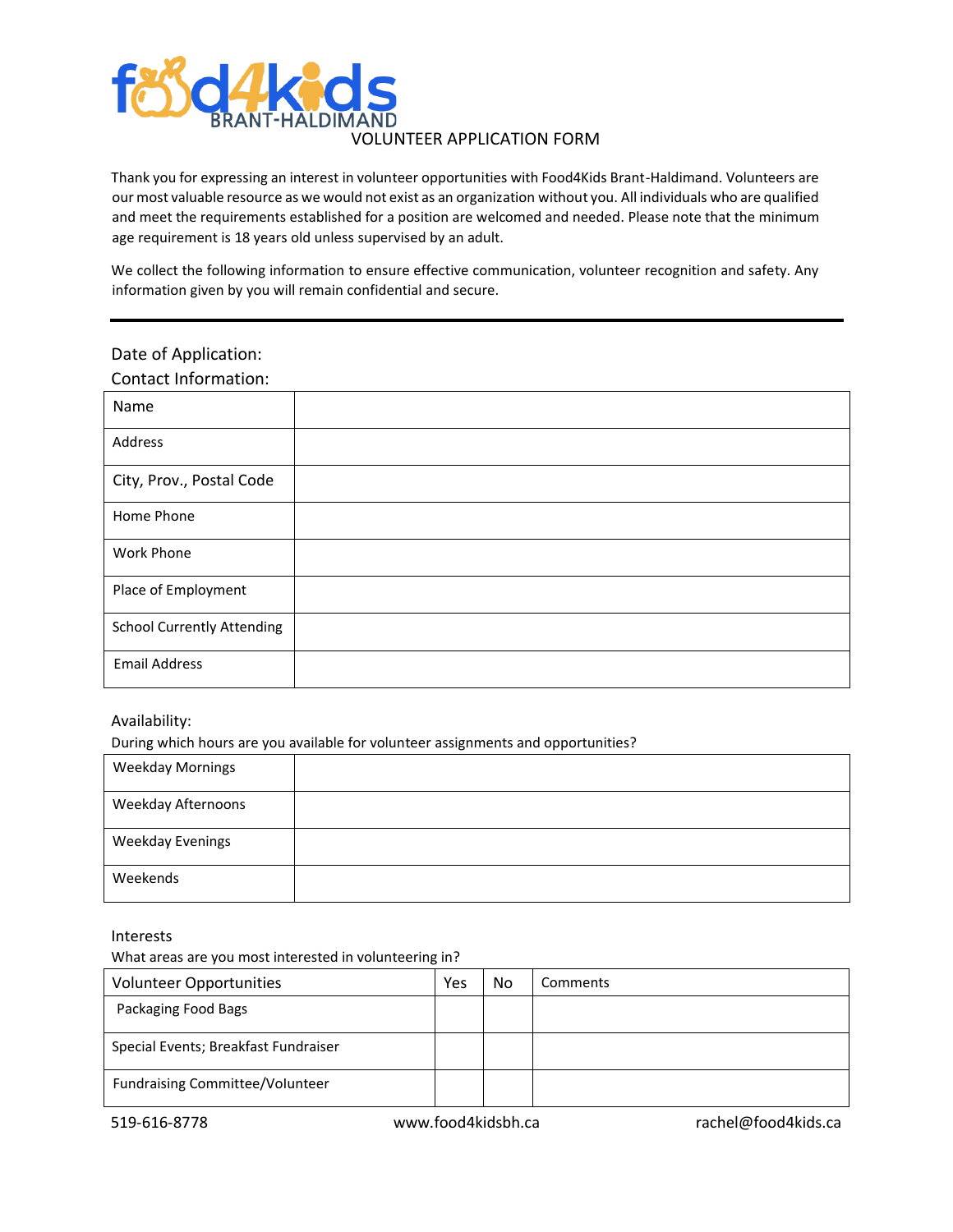# food4kids BRANT-HALDIMAND

## VOLUNTEER APPLICATION FORM

Thank you for expressing an interest in volunteer opportunities with Food4Kids Brant-Haldimand. Volunteers are our most valuable resource as we would not exist as an organization without you. All individuals who are qualified and meet the requirements established for a position are welcomed and needed. Please note that the minimum age requirement is 18 years old unless supervised by an adult.

We collect the following information to ensure effective communication, volunteer recognition and safety. Any information given by you will remain confidential and secure.

---

Date of Application:

Contact Information:

| Name | |
|---|---|
| Address | |
| City, Prov., Postal Code | |
| Home Phone | |
| Work Phone | |
| Place of Employment | |
| School Currently Attending | |
| Email Address | |

Availability:

During which hours are you available for volunteer assignments and opportunities?

| Weekday Mornings | |
|---|---|
| Weekday Afternoons | |
| Weekday Evenings | |
| Weekends | |

Interests

What areas are you most interested in volunteering in?

| Volunteer Opportunities | Yes | No | Comments |
|---|---|---|---|
| Packaging Food Bags | | | |
| Special Events; Breakfast Fundraiser | | | |
| Fundraising Committee/Volunteer | | | |

519-616-8778 www.food4kidsbh.ca rachel@food4kids.ca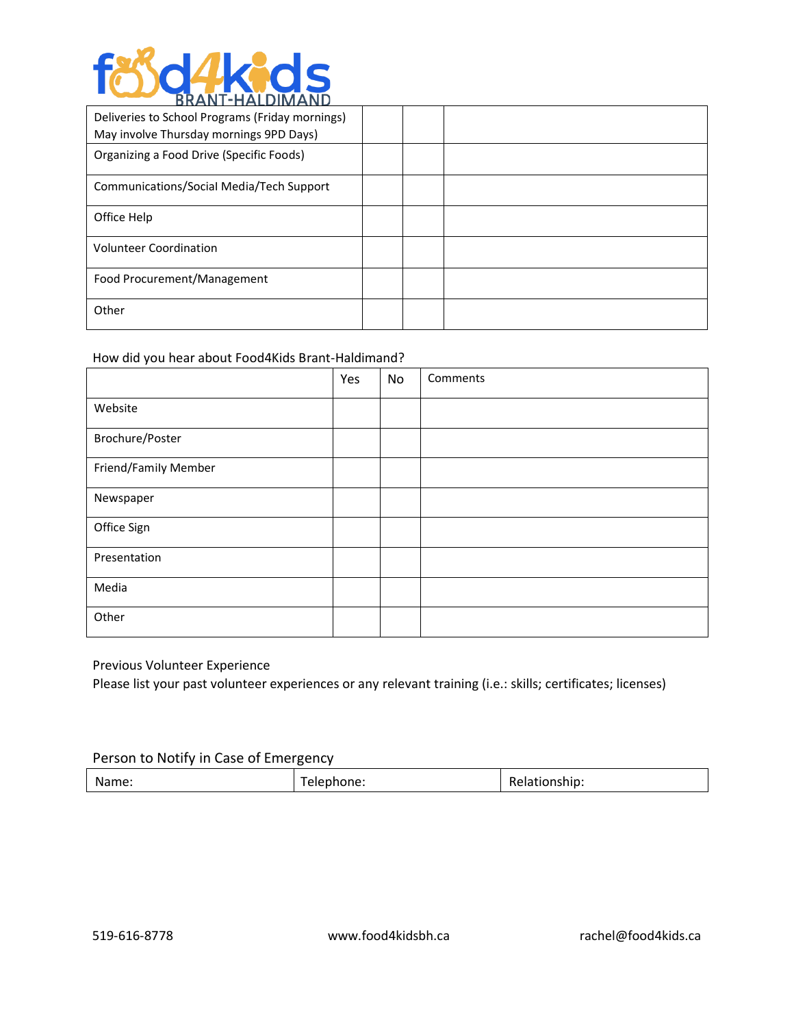food4kids BRANT-HALDIMAND

| | | | |
|---|---|---|---|
| Deliveries to School Programs (Friday mornings) May involve Thursday mornings 9PD Days) | | | |
| Organizing a Food Drive (Specific Foods) | | | |
| Communications/Social Media/Tech Support | | | |
| Office Help | | | |
| Volunteer Coordination | | | |
| Food Procurement/Management | | | |
| Other | | | |

How did you hear about Food4Kids Brant-Haldimand?

| | Yes | No | Comments |
|---|---|---|---|
| Website | | | |
| Brochure/Poster | | | |
| Friend/Family Member | | | |
| Newspaper | | | |
| Office Sign | | | |
| Presentation | | | |
| Media | | | |
| Other | | | |

Previous Volunteer Experience

Please list your past volunteer experiences or any relevant training (i.e.: skills; certificates; licenses)

Person to Notify in Case of Emergency

| Name: | Telephone: | Relationship: |
|---|---|---|

519-616-8778 www.food4kidsbh.ca rachel@food4kids.ca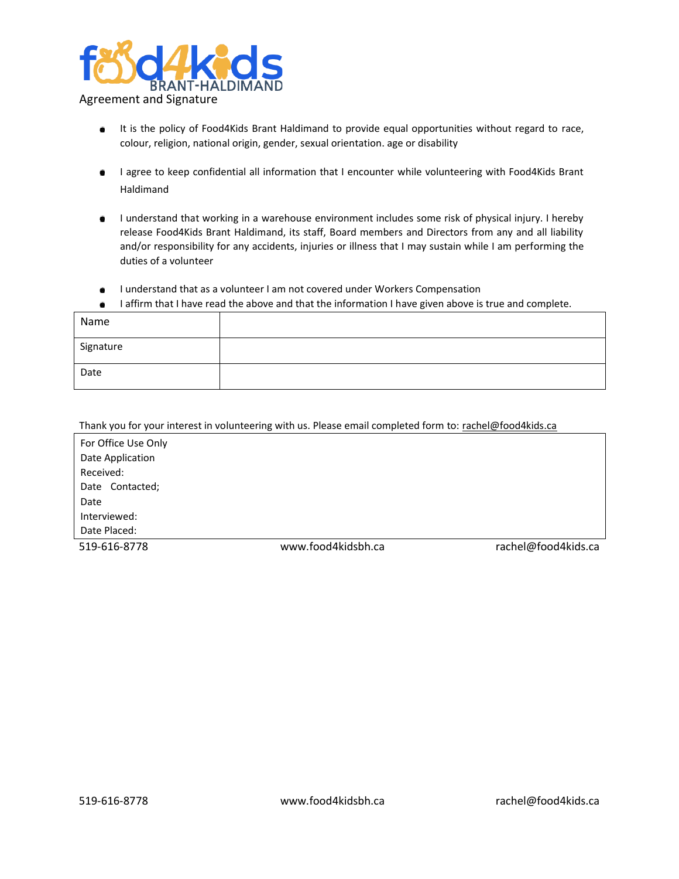## Agreement and Signature

- It is the policy of Food4Kids Brant Haldimand to provide equal opportunities without regard to race, colour, religion, national origin, gender, sexual orientation. age or disability
- I agree to keep confidential all information that I encounter while volunteering with Food4Kids Brant Haldimand
- I understand that working in a warehouse environment includes some risk of physical injury. I hereby release Food4Kids Brant Haldimand, its staff, Board members and Directors from any and all liability and/or responsibility for any accidents, injuries or illness that I may sustain while I am performing the duties of a volunteer
- I understand that as a volunteer I am not covered under Workers Compensation
- I affirm that I have read the above and that the information I have given above is true and complete.

| | |
|---|---|
| Name | |
| Signature | |
| Date | |

Thank you for your interest in volunteering with us. Please email completed form to: rachel@food4kids.ca

| |
|---|
| For Office Use Only<br>Date Application Received:<br>Date Contacted;<br>Date Interviewed:<br>Date Placed: |

519-616-8778 www.food4kidsbh.ca rachel@food4kids.ca